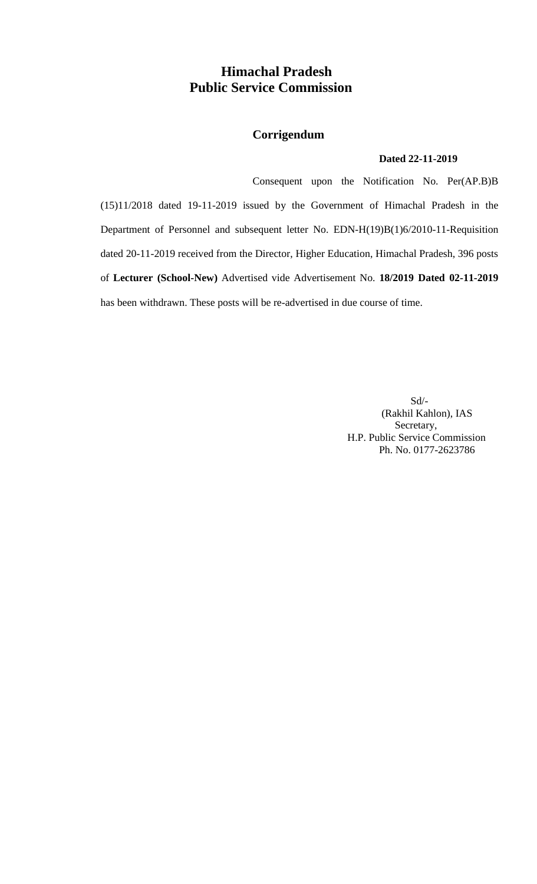# Himachal Pradesh
# Public Service Commission

## Corrigendum

**Dated 22-11-2019**

Consequent upon the Notification No. Per(AP.B)B (15)11/2018 dated 19-11-2019 issued by the Government of Himachal Pradesh in the Department of Personnel and subsequent letter No. EDN-H(19)B(1)6/2010-11-Requisition dated 20-11-2019 received from the Director, Higher Education, Himachal Pradesh, 396 posts of **Lecturer (School-New)** Advertised vide Advertisement No. **18/2019 Dated 02-11-2019** has been withdrawn. These posts will be re-advertised in due course of time.

Sd/-
(Rakhil Kahlon), IAS
Secretary,
H.P. Public Service Commission
Ph. No. 0177-2623786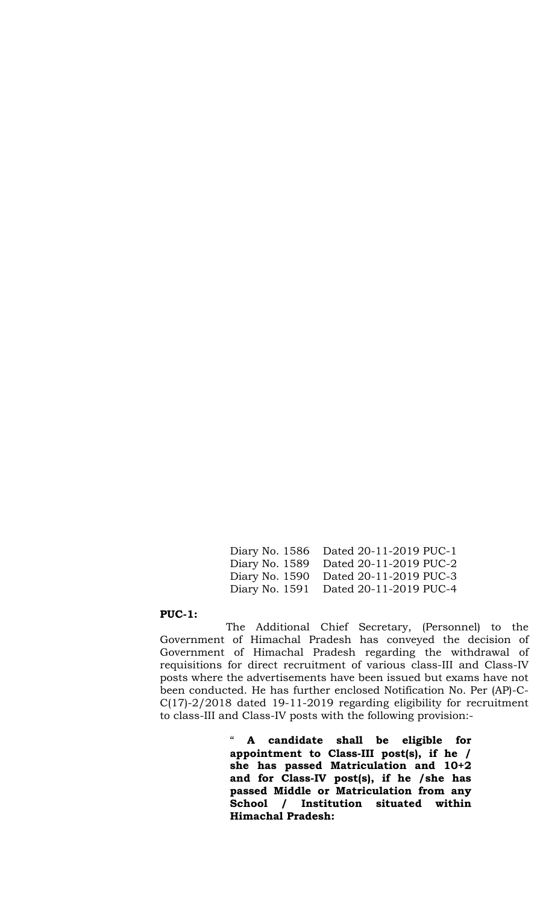| | |
|---|---|
| Diary No. 1586 | Dated 20-11-2019 PUC-1 |
| Diary No. 1589 | Dated 20-11-2019 PUC-2 |
| Diary No. 1590 | Dated 20-11-2019 PUC-3 |
| Diary No. 1591 | Dated 20-11-2019 PUC-4 |

**PUC-1:**

The Additional Chief Secretary, (Personnel) to the Government of Himachal Pradesh has conveyed the decision of Government of Himachal Pradesh regarding the withdrawal of requisitions for direct recruitment of various class-III and Class-IV posts where the advertisements have been issued but exams have not been conducted. He has further enclosed Notification No. Per (AP)-C-C(17)-2/2018 dated 19-11-2019 regarding eligibility for recruitment to class-III and Class-IV posts with the following provision:-

> " **A candidate shall be eligible for appointment to Class-III post(s), if he / she has passed Matriculation and 10+2 and for Class-IV post(s), if he /she has passed Middle or Matriculation from any School / Institution situated within Himachal Pradesh:**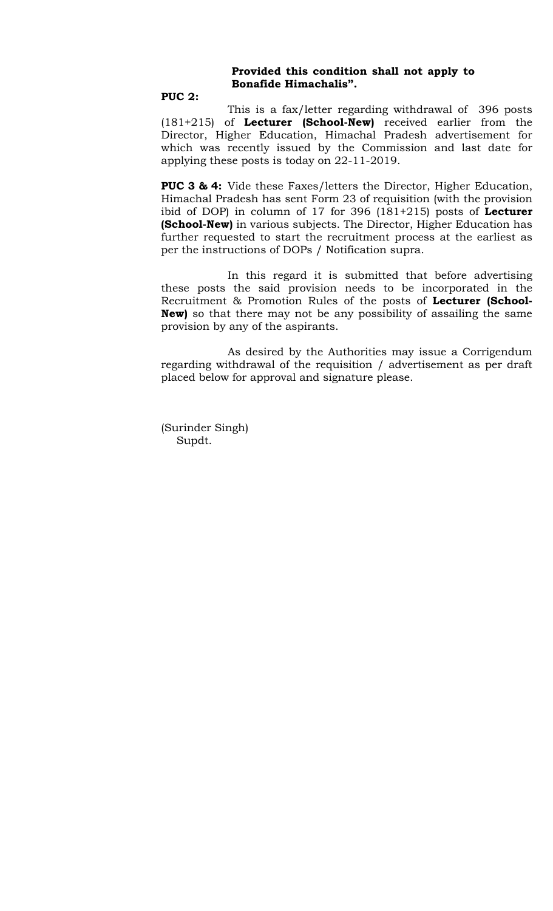**Provided this condition shall not apply to Bonafide Himachalis".**

**PUC 2:**

This is a fax/letter regarding withdrawal of 396 posts (181+215) of **Lecturer (School-New)** received earlier from the Director, Higher Education, Himachal Pradesh advertisement for which was recently issued by the Commission and last date for applying these posts is today on 22-11-2019.

**PUC 3 & 4:** Vide these Faxes/letters the Director, Higher Education, Himachal Pradesh has sent Form 23 of requisition (with the provision ibid of DOP) in column of 17 for 396 (181+215) posts of **Lecturer (School-New)** in various subjects. The Director, Higher Education has further requested to start the recruitment process at the earliest as per the instructions of DOPs / Notification supra.

In this regard it is submitted that before advertising these posts the said provision needs to be incorporated in the Recruitment & Promotion Rules of the posts of **Lecturer (School-New)** so that there may not be any possibility of assailing the same provision by any of the aspirants.

As desired by the Authorities may issue a Corrigendum regarding withdrawal of the requisition / advertisement as per draft placed below for approval and signature please.

(Surinder Singh)
Supdt.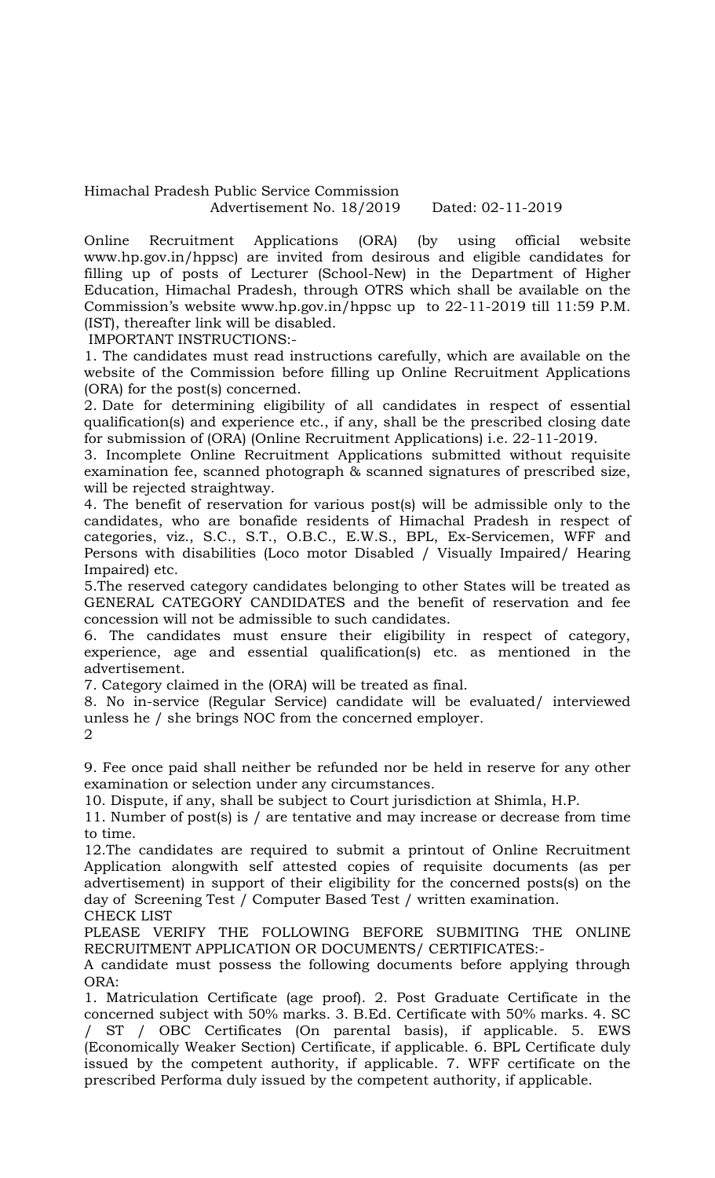Himachal Pradesh Public Service Commission
Advertisement No. 18/2019 Dated: 02-11-2019

Online Recruitment Applications (ORA) (by using official website www.hp.gov.in/hppsc) are invited from desirous and eligible candidates for filling up of posts of Lecturer (School-New) in the Department of Higher Education, Himachal Pradesh, through OTRS which shall be available on the Commission's website www.hp.gov.in/hppsc up to 22-11-2019 till 11:59 P.M. (IST), thereafter link will be disabled.

IMPORTANT INSTRUCTIONS:-

1. The candidates must read instructions carefully, which are available on the website of the Commission before filling up Online Recruitment Applications (ORA) for the post(s) concerned.
2. Date for determining eligibility of all candidates in respect of essential qualification(s) and experience etc., if any, shall be the prescribed closing date for submission of (ORA) (Online Recruitment Applications) i.e. 22-11-2019.
3. Incomplete Online Recruitment Applications submitted without requisite examination fee, scanned photograph & scanned signatures of prescribed size, will be rejected straightway.
4. The benefit of reservation for various post(s) will be admissible only to the candidates, who are bonafide residents of Himachal Pradesh in respect of categories, viz., S.C., S.T., O.B.C., E.W.S., BPL, Ex-Servicemen, WFF and Persons with disabilities (Loco motor Disabled / Visually Impaired/ Hearing Impaired) etc.
5. The reserved category candidates belonging to other States will be treated as GENERAL CATEGORY CANDIDATES and the benefit of reservation and fee concession will not be admissible to such candidates.
6. The candidates must ensure their eligibility in respect of category, experience, age and essential qualification(s) etc. as mentioned in the advertisement.
7. Category claimed in the (ORA) will be treated as final.
8. No in-service (Regular Service) candidate will be evaluated/ interviewed unless he / she brings NOC from the concerned employer.
9. Fee once paid shall neither be refunded nor be held in reserve for any other examination or selection under any circumstances.
10. Dispute, if any, shall be subject to Court jurisdiction at Shimla, H.P.
11. Number of post(s) is / are tentative and may increase or decrease from time to time.
12. The candidates are required to submit a printout of Online Recruitment Application alongwith self attested copies of requisite documents (as per advertisement) in support of their eligibility for the concerned posts(s) on the day of Screening Test / Computer Based Test / written examination.

CHECK LIST

PLEASE VERIFY THE FOLLOWING BEFORE SUBMITING THE ONLINE RECRUITMENT APPLICATION OR DOCUMENTS/ CERTIFICATES:-

A candidate must possess the following documents before applying through ORA:

1. Matriculation Certificate (age proof). 2. Post Graduate Certificate in the concerned subject with 50% marks. 3. B.Ed. Certificate with 50% marks. 4. SC / ST / OBC Certificates (On parental basis), if applicable. 5. EWS (Economically Weaker Section) Certificate, if applicable. 6. BPL Certificate duly issued by the competent authority, if applicable. 7. WFF certificate on the prescribed Performa duly issued by the competent authority, if applicable.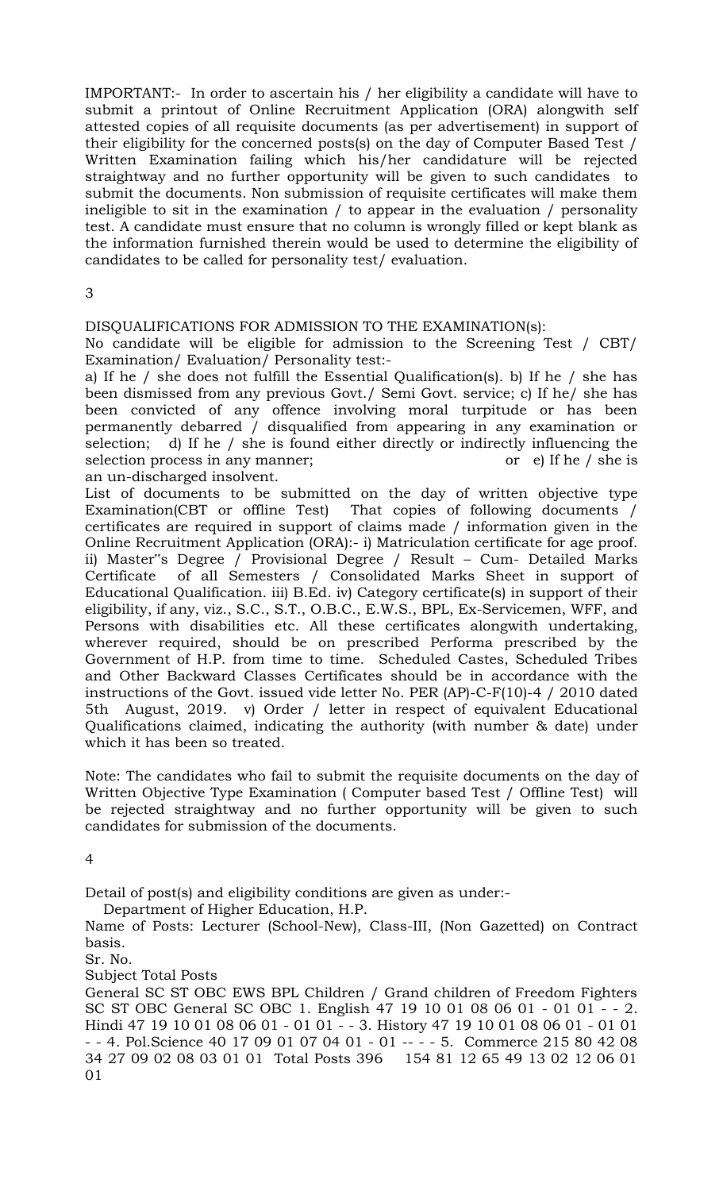IMPORTANT:- In order to ascertain his / her eligibility a candidate will have to submit a printout of Online Recruitment Application (ORA) alongwith self attested copies of all requisite documents (as per advertisement) in support of their eligibility for the concerned posts(s) on the day of Computer Based Test / Written Examination failing which his/her candidature will be rejected straightway and no further opportunity will be given to such candidates to submit the documents. Non submission of requisite certificates will make them ineligible to sit in the examination / to appear in the evaluation / personality test. A candidate must ensure that no column is wrongly filled or kept blank as the information furnished therein would be used to determine the eligibility of candidates to be called for personality test/ evaluation.

3

DISQUALIFICATIONS FOR ADMISSION TO THE EXAMINATION(s):

No candidate will be eligible for admission to the Screening Test / CBT/ Examination/ Evaluation/ Personality test:-

a) If he / she does not fulfill the Essential Qualification(s). b) If he / she has been dismissed from any previous Govt./ Semi Govt. service; c) If he/ she has been convicted of any offence involving moral turpitude or has been permanently debarred / disqualified from appearing in any examination or selection; d) If he / she is found either directly or indirectly influencing the selection process in any manner; or e) If he / she is an un-discharged insolvent.

List of documents to be submitted on the day of written objective type Examination(CBT or offline Test) That copies of following documents / certificates are required in support of claims made / information given in the Online Recruitment Application (ORA):- i) Matriculation certificate for age proof. ii) Master"s Degree / Provisional Degree / Result – Cum- Detailed Marks Certificate of all Semesters / Consolidated Marks Sheet in support of Educational Qualification. iii) B.Ed. iv) Category certificate(s) in support of their eligibility, if any, viz., S.C., S.T., O.B.C., E.W.S., BPL, Ex-Servicemen, WFF, and Persons with disabilities etc. All these certificates alongwith undertaking, wherever required, should be on prescribed Performa prescribed by the Government of H.P. from time to time. Scheduled Castes, Scheduled Tribes and Other Backward Classes Certificates should be in accordance with the instructions of the Govt. issued vide letter No. PER (AP)-C-F(10)-4 / 2010 dated 5th August, 2019. v) Order / letter in respect of equivalent Educational Qualifications claimed, indicating the authority (with number & date) under which it has been so treated.

Note: The candidates who fail to submit the requisite documents on the day of Written Objective Type Examination ( Computer based Test / Offline Test) will be rejected straightway and no further opportunity will be given to such candidates for submission of the documents.

4

Detail of post(s) and eligibility conditions are given as under:-

Department of Higher Education, H.P.

Name of Posts: Lecturer (School-New), Class-III, (Non Gazetted) on Contract basis.

| Sr. No. | Subject | Total Posts | General | SC | ST | OBC | EWS | BPL | | | Children / Grand children of Freedom Fighters | | |
|---|---|---|---|---|---|---|---|---|---|---|---|---|---|
| | | | | | | | | SC | ST | OBC | General | SC | OBC |
| 1. | English | 47 | 19 | 10 | 01 | 08 | 06 | 01 | - | 01 | 01 | - | - |
| 2. | Hindi | 47 | 19 | 10 | 01 | 08 | 06 | 01 | - | 01 | 01 | - | - |
| 3. | History | 47 | 19 | 10 | 01 | 08 | 06 | 01 | - | 01 | 01 | - | - |
| 4. | Pol.Science | 40 | 17 | 09 | 01 | 07 | 04 | 01 | - | 01 | -- | - | - |
| 5. | Commerce | 215 | 80 | 42 | 08 | 34 | 27 | 09 | 02 | 08 | 03 | 01 | 01 |
| | Total Posts | 396 | 154 | 81 | 12 | 65 | 49 | 13 | 02 | 12 | 06 | 01 | 01 |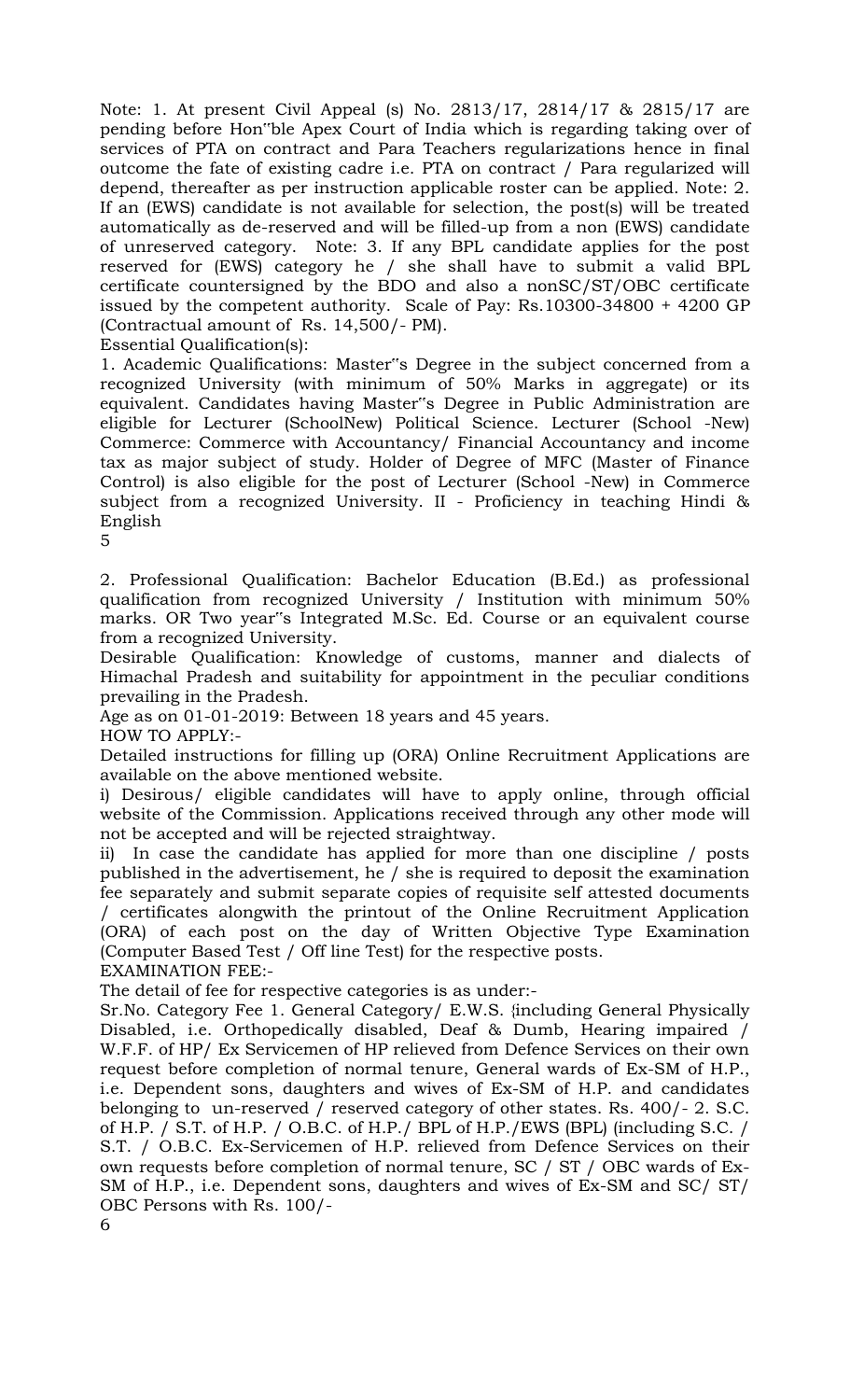Note: 1. At present Civil Appeal (s) No. 2813/17, 2814/17 & 2815/17 are pending before Hon"ble Apex Court of India which is regarding taking over of services of PTA on contract and Para Teachers regularizations hence in final outcome the fate of existing cadre i.e. PTA on contract / Para regularized will depend, thereafter as per instruction applicable roster can be applied. Note: 2. If an (EWS) candidate is not available for selection, the post(s) will be treated automatically as de-reserved and will be filled-up from a non (EWS) candidate of unreserved category. Note: 3. If any BPL candidate applies for the post reserved for (EWS) category he / she shall have to submit a valid BPL certificate countersigned by the BDO and also a nonSC/ST/OBC certificate issued by the competent authority. Scale of Pay: Rs.10300-34800 + 4200 GP (Contractual amount of Rs. 14,500/- PM).

Essential Qualification(s):

1. Academic Qualifications: Master"s Degree in the subject concerned from a recognized University (with minimum of 50% Marks in aggregate) or its equivalent. Candidates having Master"s Degree in Public Administration are eligible for Lecturer (SchoolNew) Political Science. Lecturer (School -New) Commerce: Commerce with Accountancy/ Financial Accountancy and income tax as major subject of study. Holder of Degree of MFC (Master of Finance Control) is also eligible for the post of Lecturer (School -New) in Commerce subject from a recognized University. II - Proficiency in teaching Hindi & English

2. Professional Qualification: Bachelor Education (B.Ed.) as professional qualification from recognized University / Institution with minimum 50% marks. OR Two year"s Integrated M.Sc. Ed. Course or an equivalent course from a recognized University.

Desirable Qualification: Knowledge of customs, manner and dialects of Himachal Pradesh and suitability for appointment in the peculiar conditions prevailing in the Pradesh.

Age as on 01-01-2019: Between 18 years and 45 years.

HOW TO APPLY:-

Detailed instructions for filling up (ORA) Online Recruitment Applications are available on the above mentioned website.

i) Desirous/ eligible candidates will have to apply online, through official website of the Commission. Applications received through any other mode will not be accepted and will be rejected straightway.

ii) In case the candidate has applied for more than one discipline / posts published in the advertisement, he / she is required to deposit the examination fee separately and submit separate copies of requisite self attested documents / certificates alongwith the printout of the Online Recruitment Application (ORA) of each post on the day of Written Objective Type Examination (Computer Based Test / Off line Test) for the respective posts.

EXAMINATION FEE:-

The detail of fee for respective categories is as under:-

Sr.No. Category Fee 1. General Category/ E.W.S. {including General Physically Disabled, i.e. Orthopedically disabled, Deaf & Dumb, Hearing impaired / W.F.F. of HP/ Ex Servicemen of HP relieved from Defence Services on their own request before completion of normal tenure, General wards of Ex-SM of H.P., i.e. Dependent sons, daughters and wives of Ex-SM of H.P. and candidates belonging to un-reserved / reserved category of other states. Rs. 400/- 2. S.C. of H.P. / S.T. of H.P. / O.B.C. of H.P./ BPL of H.P./EWS (BPL) (including S.C. / S.T. / O.B.C. Ex-Servicemen of H.P. relieved from Defence Services on their own requests before completion of normal tenure, SC / ST / OBC wards of Ex-SM of H.P., i.e. Dependent sons, daughters and wives of Ex-SM and SC/ ST/ OBC Persons with Rs. 100/-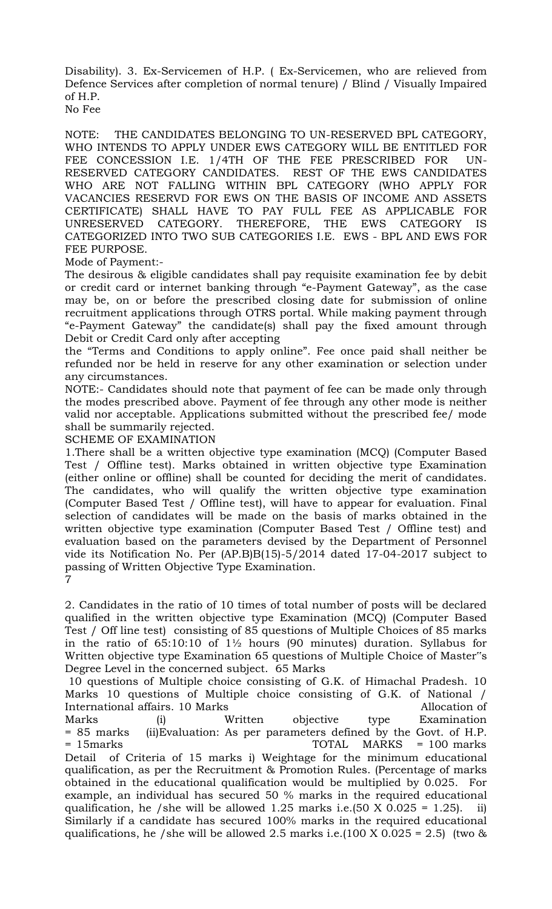Disability). 3. Ex-Servicemen of H.P. ( Ex-Servicemen, who are relieved from Defence Services after completion of normal tenure) / Blind / Visually Impaired of H.P.

No Fee

NOTE: THE CANDIDATES BELONGING TO UN-RESERVED BPL CATEGORY, WHO INTENDS TO APPLY UNDER EWS CATEGORY WILL BE ENTITLED FOR FEE CONCESSION I.E. 1/4TH OF THE FEE PRESCRIBED FOR UN-RESERVED CATEGORY CANDIDATES. REST OF THE EWS CANDIDATES WHO ARE NOT FALLING WITHIN BPL CATEGORY (WHO APPLY FOR VACANCIES RESERVD FOR EWS ON THE BASIS OF INCOME AND ASSETS CERTIFICATE) SHALL HAVE TO PAY FULL FEE AS APPLICABLE FOR UNRESERVED CATEGORY. THEREFORE, THE EWS CATEGORY IS CATEGORIZED INTO TWO SUB CATEGORIES I.E. EWS - BPL AND EWS FOR FEE PURPOSE.

Mode of Payment:-

The desirous & eligible candidates shall pay requisite examination fee by debit or credit card or internet banking through "e-Payment Gateway", as the case may be, on or before the prescribed closing date for submission of online recruitment applications through OTRS portal. While making payment through "e-Payment Gateway" the candidate(s) shall pay the fixed amount through Debit or Credit Card only after accepting the "Terms and Conditions to apply online". Fee once paid shall neither be refunded nor be held in reserve for any other examination or selection under any circumstances.

NOTE:- Candidates should note that payment of fee can be made only through the modes prescribed above. Payment of fee through any other mode is neither valid nor acceptable. Applications submitted without the prescribed fee/ mode shall be summarily rejected.

SCHEME OF EXAMINATION

1.There shall be a written objective type examination (MCQ) (Computer Based Test / Offline test). Marks obtained in written objective type Examination (either online or offline) shall be counted for deciding the merit of candidates. The candidates, who will qualify the written objective type examination (Computer Based Test / Offline test), will have to appear for evaluation. Final selection of candidates will be made on the basis of marks obtained in the written objective type examination (Computer Based Test / Offline test) and evaluation based on the parameters devised by the Department of Personnel vide its Notification No. Per (AP.B)B(15)-5/2014 dated 17-04-2017 subject to passing of Written Objective Type Examination.

7

2. Candidates in the ratio of 10 times of total number of posts will be declared qualified in the written objective type Examination (MCQ) (Computer Based Test / Off line test) consisting of 85 questions of Multiple Choices of 85 marks in the ratio of 65:10:10 of 1½ hours (90 minutes) duration. Syllabus for Written objective type Examination 65 questions of Multiple Choice of Master"s Degree Level in the concerned subject. 65 Marks

10 questions of Multiple choice consisting of G.K. of Himachal Pradesh. 10 Marks 10 questions of Multiple choice consisting of G.K. of National / International affairs. 10 Marks Allocation of Marks (i) Written objective type Examination = 85 marks (ii)Evaluation: As per parameters defined by the Govt. of H.P. = 15marks TOTAL MARKS = 100 marks

Detail of Criteria of 15 marks i) Weightage for the minimum educational qualification, as per the Recruitment & Promotion Rules. (Percentage of marks obtained in the educational qualification would be multiplied by 0.025. For example, an individual has secured 50 % marks in the required educational qualification, he /she will be allowed 1.25 marks i.e.(50 X 0.025 = 1.25). ii) Similarly if a candidate has secured 100% marks in the required educational qualifications, he /she will be allowed 2.5 marks i.e.(100 X 0.025 = 2.5) (two &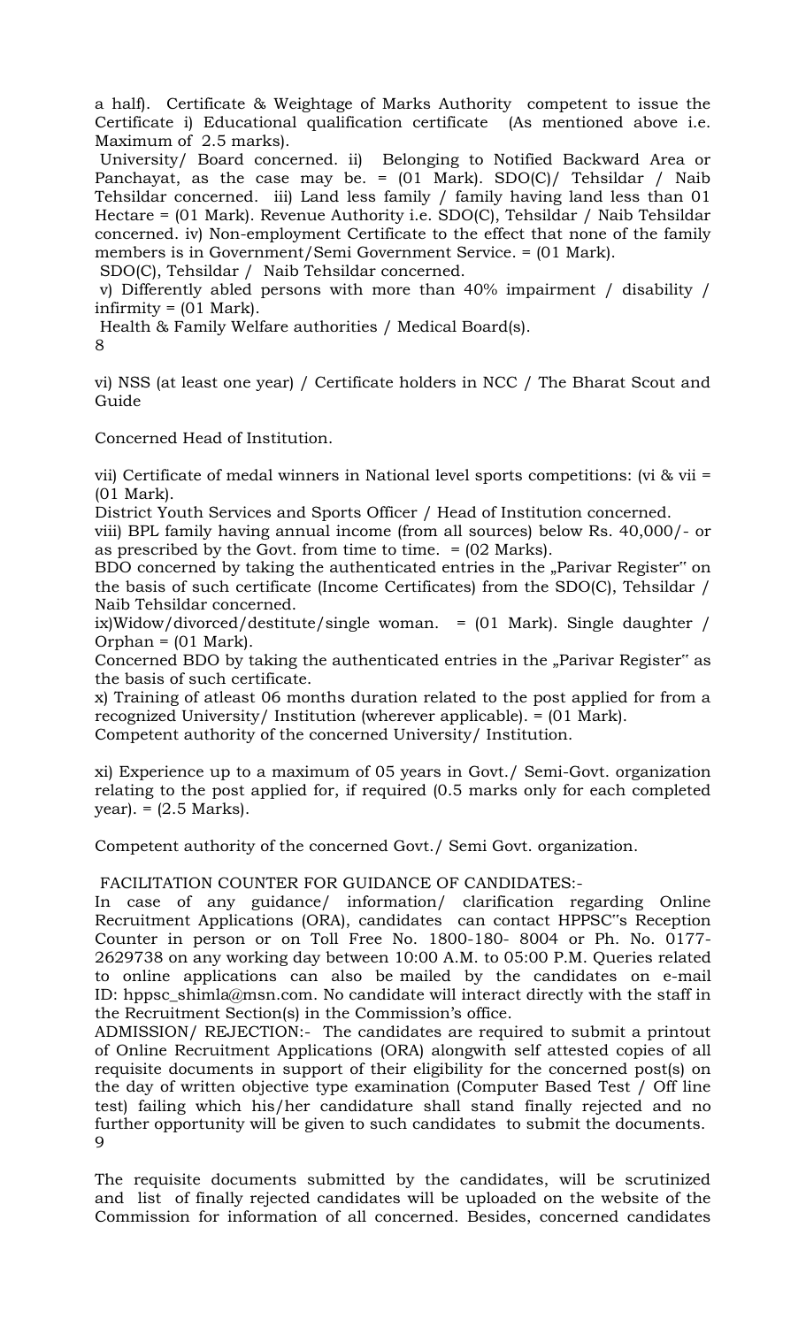a half). Certificate & Weightage of Marks Authority competent to issue the Certificate i) Educational qualification certificate (As mentioned above i.e. Maximum of 2.5 marks).

University/ Board concerned. ii) Belonging to Notified Backward Area or Panchayat, as the case may be. = (01 Mark). SDO(C)/ Tehsildar / Naib Tehsildar concerned. iii) Land less family / family having land less than 01 Hectare = (01 Mark). Revenue Authority i.e. SDO(C), Tehsildar / Naib Tehsildar concerned. iv) Non-employment Certificate to the effect that none of the family members is in Government/Semi Government Service. = (01 Mark).

SDO(C), Tehsildar / Naib Tehsildar concerned.

v) Differently abled persons with more than 40% impairment / disability / infirmity = (01 Mark).

Health & Family Welfare authorities / Medical Board(s).

vi) NSS (at least one year) / Certificate holders in NCC / The Bharat Scout and Guide

Concerned Head of Institution.

vii) Certificate of medal winners in National level sports competitions: (vi & vii = (01 Mark).

District Youth Services and Sports Officer / Head of Institution concerned.

viii) BPL family having annual income (from all sources) below Rs. 40,000/- or as prescribed by the Govt. from time to time. = (02 Marks).

BDO concerned by taking the authenticated entries in the „Parivar Register" on the basis of such certificate (Income Certificates) from the SDO(C), Tehsildar / Naib Tehsildar concerned.

ix)Widow/divorced/destitute/single woman. = (01 Mark). Single daughter / Orphan = (01 Mark).

Concerned BDO by taking the authenticated entries in the „Parivar Register" as the basis of such certificate.

x) Training of atleast 06 months duration related to the post applied for from a recognized University/ Institution (wherever applicable). = (01 Mark).

Competent authority of the concerned University/ Institution.

xi) Experience up to a maximum of 05 years in Govt./ Semi-Govt. organization relating to the post applied for, if required (0.5 marks only for each completed year). = (2.5 Marks).

Competent authority of the concerned Govt./ Semi Govt. organization.

FACILITATION COUNTER FOR GUIDANCE OF CANDIDATES:-

In case of any guidance/ information/ clarification regarding Online Recruitment Applications (ORA), candidates can contact HPPSC"s Reception Counter in person or on Toll Free No. 1800-180- 8004 or Ph. No. 0177-2629738 on any working day between 10:00 A.M. to 05:00 P.M. Queries related to online applications can also be mailed by the candidates on e-mail ID: hppsc_shimla@msn.com. No candidate will interact directly with the staff in the Recruitment Section(s) in the Commission's office.

ADMISSION/ REJECTION:- The candidates are required to submit a printout of Online Recruitment Applications (ORA) alongwith self attested copies of all requisite documents in support of their eligibility for the concerned post(s) on the day of written objective type examination (Computer Based Test / Off line test) failing which his/her candidature shall stand finally rejected and no further opportunity will be given to such candidates to submit the documents.

The requisite documents submitted by the candidates, will be scrutinized and list of finally rejected candidates will be uploaded on the website of the Commission for information of all concerned. Besides, concerned candidates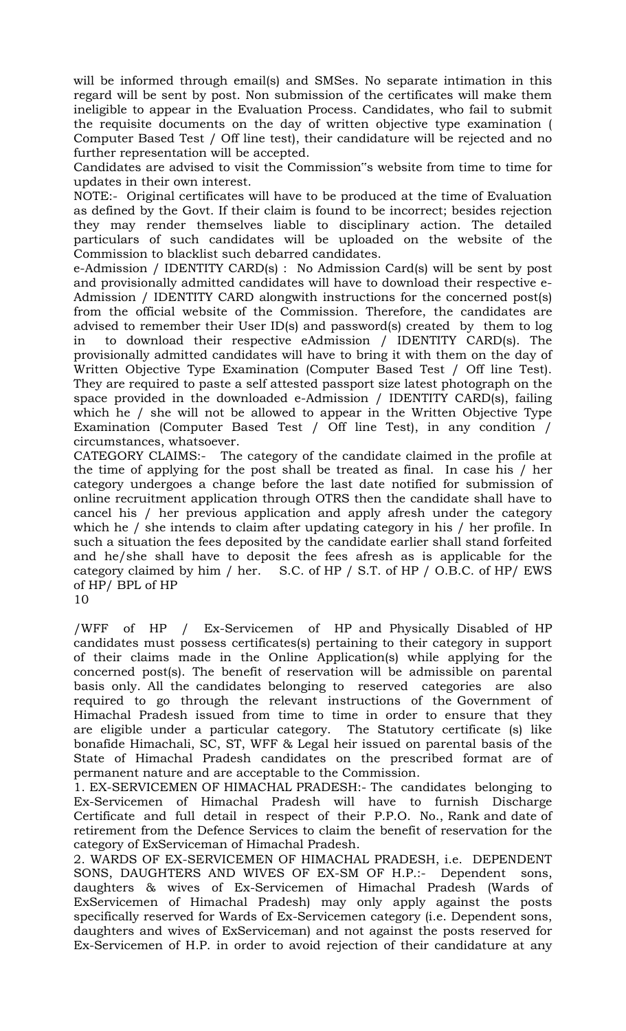will be informed through email(s) and SMSes. No separate intimation in this regard will be sent by post. Non submission of the certificates will make them ineligible to appear in the Evaluation Process. Candidates, who fail to submit the requisite documents on the day of written objective type examination ( Computer Based Test / Off line test), their candidature will be rejected and no further representation will be accepted.

Candidates are advised to visit the Commission"s website from time to time for updates in their own interest.

NOTE:- Original certificates will have to be produced at the time of Evaluation as defined by the Govt. If their claim is found to be incorrect; besides rejection they may render themselves liable to disciplinary action. The detailed particulars of such candidates will be uploaded on the website of the Commission to blacklist such debarred candidates.

e-Admission / IDENTITY CARD(s) : No Admission Card(s) will be sent by post and provisionally admitted candidates will have to download their respective e-Admission / IDENTITY CARD alongwith instructions for the concerned post(s) from the official website of the Commission. Therefore, the candidates are advised to remember their User ID(s) and password(s) created by them to log in to download their respective eAdmission / IDENTITY CARD(s). The provisionally admitted candidates will have to bring it with them on the day of Written Objective Type Examination (Computer Based Test / Off line Test). They are required to paste a self attested passport size latest photograph on the space provided in the downloaded e-Admission / IDENTITY CARD(s), failing which he / she will not be allowed to appear in the Written Objective Type Examination (Computer Based Test / Off line Test), in any condition / circumstances, whatsoever.

CATEGORY CLAIMS:- The category of the candidate claimed in the profile at the time of applying for the post shall be treated as final. In case his / her category undergoes a change before the last date notified for submission of online recruitment application through OTRS then the candidate shall have to cancel his / her previous application and apply afresh under the category which he / she intends to claim after updating category in his / her profile. In such a situation the fees deposited by the candidate earlier shall stand forfeited and he/she shall have to deposit the fees afresh as is applicable for the category claimed by him / her. S.C. of HP / S.T. of HP / O.B.C. of HP/ EWS of HP/ BPL of HP /WFF of HP / Ex-Servicemen of HP and Physically Disabled of HP candidates must possess certificates(s) pertaining to their category in support of their claims made in the Online Application(s) while applying for the concerned post(s). The benefit of reservation will be admissible on parental basis only. All the candidates belonging to reserved categories are also required to go through the relevant instructions of the Government of Himachal Pradesh issued from time to time in order to ensure that they are eligible under a particular category. The Statutory certificate (s) like bonafide Himachali, SC, ST, WFF & Legal heir issued on parental basis of the State of Himachal Pradesh candidates on the prescribed format are of permanent nature and are acceptable to the Commission.

1. EX-SERVICEMEN OF HIMACHAL PRADESH:- The candidates belonging to Ex-Servicemen of Himachal Pradesh will have to furnish Discharge Certificate and full detail in respect of their P.P.O. No., Rank and date of retirement from the Defence Services to claim the benefit of reservation for the category of ExServiceman of Himachal Pradesh.

2. WARDS OF EX-SERVICEMEN OF HIMACHAL PRADESH, i.e. DEPENDENT SONS, DAUGHTERS AND WIVES OF EX-SM OF H.P.:- Dependent sons, daughters & wives of Ex-Servicemen of Himachal Pradesh (Wards of ExServicemen of Himachal Pradesh) may only apply against the posts specifically reserved for Wards of Ex-Servicemen category (i.e. Dependent sons, daughters and wives of ExServiceman) and not against the posts reserved for Ex-Servicemen of H.P. in order to avoid rejection of their candidature at any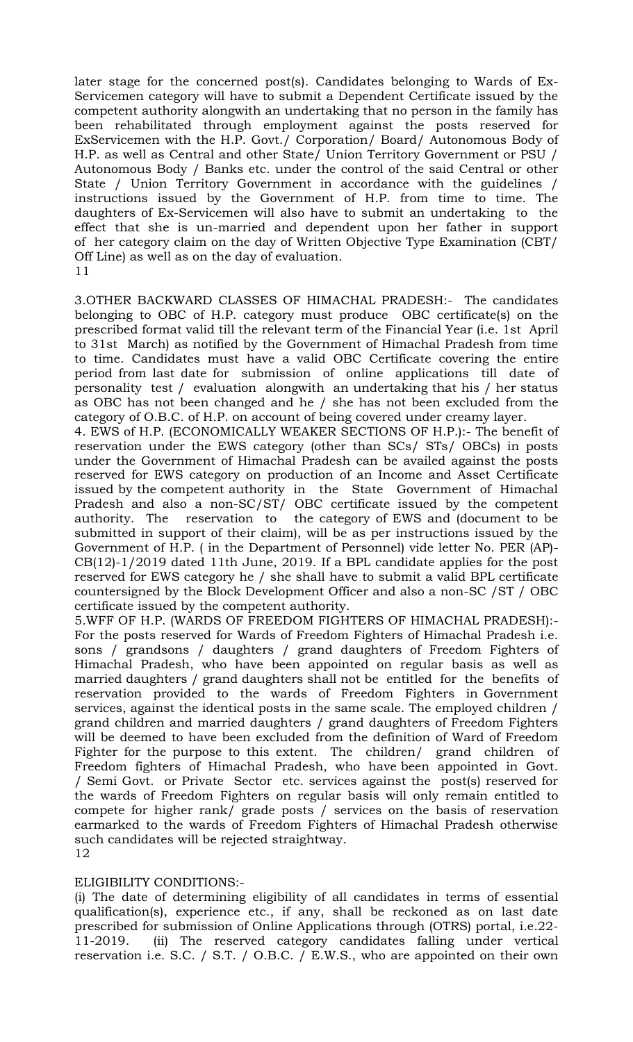later stage for the concerned post(s). Candidates belonging to Wards of Ex-Servicemen category will have to submit a Dependent Certificate issued by the competent authority alongwith an undertaking that no person in the family has been rehabilitated through employment against the posts reserved for ExServicemen with the H.P. Govt./ Corporation/ Board/ Autonomous Body of H.P. as well as Central and other State/ Union Territory Government or PSU / Autonomous Body / Banks etc. under the control of the said Central or other State / Union Territory Government in accordance with the guidelines / instructions issued by the Government of H.P. from time to time. The daughters of Ex-Servicemen will also have to submit an undertaking to the effect that she is un-married and dependent upon her father in support of her category claim on the day of Written Objective Type Examination (CBT/ Off Line) as well as on the day of evaluation.

3.OTHER BACKWARD CLASSES OF HIMACHAL PRADESH:- The candidates belonging to OBC of H.P. category must produce OBC certificate(s) on the prescribed format valid till the relevant term of the Financial Year (i.e. 1st April to 31st March) as notified by the Government of Himachal Pradesh from time to time. Candidates must have a valid OBC Certificate covering the entire period from last date for submission of online applications till date of personality test / evaluation alongwith an undertaking that his / her status as OBC has not been changed and he / she has not been excluded from the category of O.B.C. of H.P. on account of being covered under creamy layer.

4. EWS of H.P. (ECONOMICALLY WEAKER SECTIONS OF H.P.):- The benefit of reservation under the EWS category (other than SCs/ STs/ OBCs) in posts under the Government of Himachal Pradesh can be availed against the posts reserved for EWS category on production of an Income and Asset Certificate issued by the competent authority in the State Government of Himachal Pradesh and also a non-SC/ST/ OBC certificate issued by the competent authority. The reservation to the category of EWS and (document to be submitted in support of their claim), will be as per instructions issued by the Government of H.P. ( in the Department of Personnel) vide letter No. PER (AP)-CB(12)-1/2019 dated 11th June, 2019. If a BPL candidate applies for the post reserved for EWS category he / she shall have to submit a valid BPL certificate countersigned by the Block Development Officer and also a non-SC /ST / OBC certificate issued by the competent authority.

5.WFF OF H.P. (WARDS OF FREEDOM FIGHTERS OF HIMACHAL PRADESH):- For the posts reserved for Wards of Freedom Fighters of Himachal Pradesh i.e. sons / grandsons / daughters / grand daughters of Freedom Fighters of Himachal Pradesh, who have been appointed on regular basis as well as married daughters / grand daughters shall not be entitled for the benefits of reservation provided to the wards of Freedom Fighters in Government services, against the identical posts in the same scale. The employed children / grand children and married daughters / grand daughters of Freedom Fighters will be deemed to have been excluded from the definition of Ward of Freedom Fighter for the purpose to this extent. The children/ grand children of Freedom fighters of Himachal Pradesh, who have been appointed in Govt. / Semi Govt. or Private Sector etc. services against the post(s) reserved for the wards of Freedom Fighters on regular basis will only remain entitled to compete for higher rank/ grade posts / services on the basis of reservation earmarked to the wards of Freedom Fighters of Himachal Pradesh otherwise such candidates will be rejected straightway.

12

ELIGIBILITY CONDITIONS:-

(i) The date of determining eligibility of all candidates in terms of essential qualification(s), experience etc., if any, shall be reckoned as on last date prescribed for submission of Online Applications through (OTRS) portal, i.e.22-11-2019. (ii) The reserved category candidates falling under vertical reservation i.e. S.C. / S.T. / O.B.C. / E.W.S., who are appointed on their own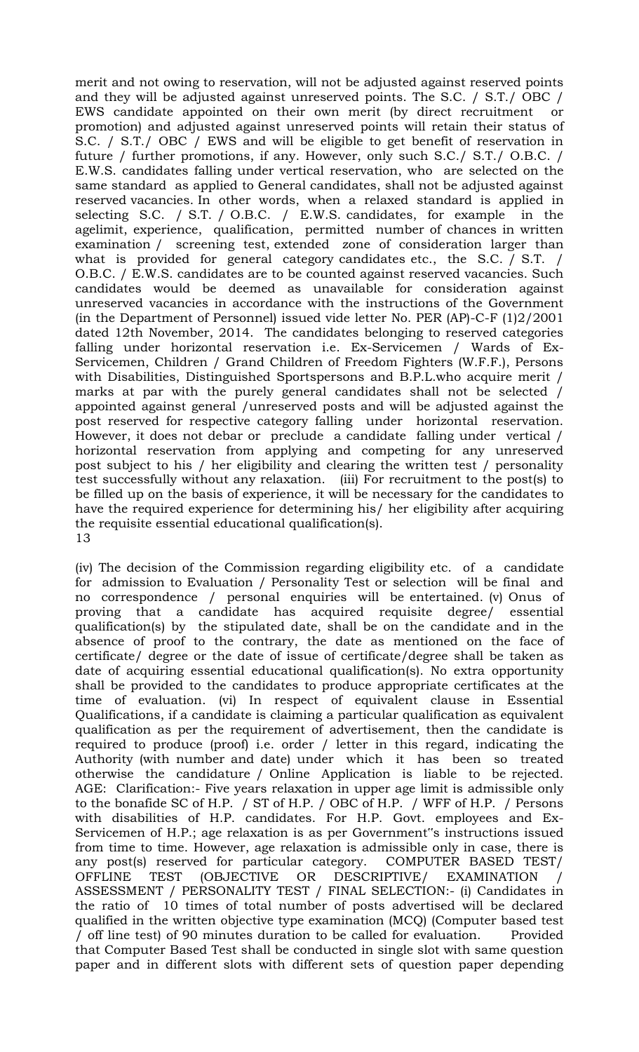merit and not owing to reservation, will not be adjusted against reserved points and they will be adjusted against unreserved points. The S.C. / S.T./ OBC / EWS candidate appointed on their own merit (by direct recruitment or promotion) and adjusted against unreserved points will retain their status of S.C. / S.T./ OBC / EWS and will be eligible to get benefit of reservation in future / further promotions, if any. However, only such S.C./ S.T./ O.B.C. / E.W.S. candidates falling under vertical reservation, who are selected on the same standard as applied to General candidates, shall not be adjusted against reserved vacancies. In other words, when a relaxed standard is applied in selecting S.C. / S.T. / O.B.C. / E.W.S. candidates, for example in the agelimit, experience, qualification, permitted number of chances in written examination / screening test, extended zone of consideration larger than what is provided for general category candidates etc., the S.C. / S.T. / O.B.C. / E.W.S. candidates are to be counted against reserved vacancies. Such candidates would be deemed as unavailable for consideration against unreserved vacancies in accordance with the instructions of the Government (in the Department of Personnel) issued vide letter No. PER (AP)-C-F (1)2/2001 dated 12th November, 2014. The candidates belonging to reserved categories falling under horizontal reservation i.e. Ex-Servicemen / Wards of Ex-Servicemen, Children / Grand Children of Freedom Fighters (W.F.F.), Persons with Disabilities, Distinguished Sportspersons and B.P.L.who acquire merit / marks at par with the purely general candidates shall not be selected / appointed against general /unreserved posts and will be adjusted against the post reserved for respective category falling under horizontal reservation. However, it does not debar or preclude a candidate falling under vertical / horizontal reservation from applying and competing for any unreserved post subject to his / her eligibility and clearing the written test / personality test successfully without any relaxation. (iii) For recruitment to the post(s) to be filled up on the basis of experience, it will be necessary for the candidates to have the required experience for determining his/ her eligibility after acquiring the requisite essential educational qualification(s).

(iv) The decision of the Commission regarding eligibility etc. of a candidate for admission to Evaluation / Personality Test or selection will be final and no correspondence / personal enquiries will be entertained. (v) Onus of proving that a candidate has acquired requisite degree/ essential qualification(s) by the stipulated date, shall be on the candidate and in the absence of proof to the contrary, the date as mentioned on the face of certificate/ degree or the date of issue of certificate/degree shall be taken as date of acquiring essential educational qualification(s). No extra opportunity shall be provided to the candidates to produce appropriate certificates at the time of evaluation. (vi) In respect of equivalent clause in Essential Qualifications, if a candidate is claiming a particular qualification as equivalent qualification as per the requirement of advertisement, then the candidate is required to produce (proof) i.e. order / letter in this regard, indicating the Authority (with number and date) under which it has been so treated otherwise the candidature / Online Application is liable to be rejected. AGE: Clarification:- Five years relaxation in upper age limit is admissible only to the bonafide SC of H.P. / ST of H.P. / OBC of H.P. / WFF of H.P. / Persons with disabilities of H.P. candidates. For H.P. Govt. employees and Ex-Servicemen of H.P.; age relaxation is as per Government"s instructions issued from time to time. However, age relaxation is admissible only in case, there is any post(s) reserved for particular category. COMPUTER BASED TEST/ OFFLINE TEST (OBJECTIVE OR DESCRIPTIVE/ EXAMINATION / ASSESSMENT / PERSONALITY TEST / FINAL SELECTION:- (i) Candidates in the ratio of 10 times of total number of posts advertised will be declared qualified in the written objective type examination (MCQ) (Computer based test / off line test) of 90 minutes duration to be called for evaluation. Provided that Computer Based Test shall be conducted in single slot with same question paper and in different slots with different sets of question paper depending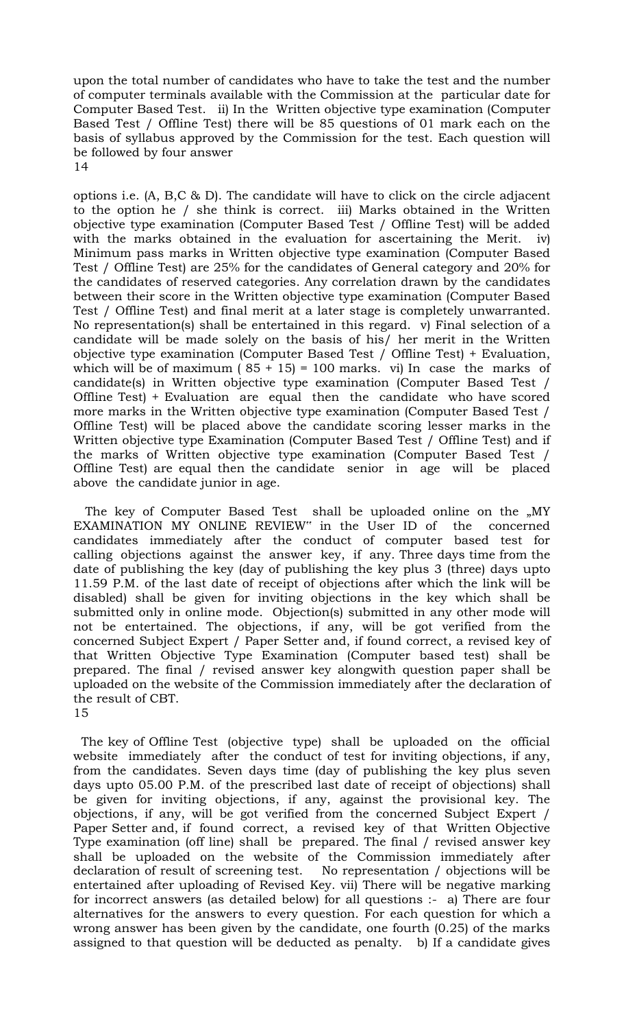upon the total number of candidates who have to take the test and the number of computer terminals available with the Commission at the particular date for Computer Based Test. ii) In the Written objective type examination (Computer Based Test / Offline Test) there will be 85 questions of 01 mark each on the basis of syllabus approved by the Commission for the test. Each question will be followed by four answer

options i.e. (A, B,C & D). The candidate will have to click on the circle adjacent to the option he / she think is correct. iii) Marks obtained in the Written objective type examination (Computer Based Test / Offline Test) will be added with the marks obtained in the evaluation for ascertaining the Merit. iv) Minimum pass marks in Written objective type examination (Computer Based Test / Offline Test) are 25% for the candidates of General category and 20% for the candidates of reserved categories. Any correlation drawn by the candidates between their score in the Written objective type examination (Computer Based Test / Offline Test) and final merit at a later stage is completely unwarranted. No representation(s) shall be entertained in this regard. v) Final selection of a candidate will be made solely on the basis of his/ her merit in the Written objective type examination (Computer Based Test / Offline Test) + Evaluation, which will be of maximum ( 85 + 15) = 100 marks. vi) In case the marks of candidate(s) in Written objective type examination (Computer Based Test / Offline Test) + Evaluation are equal then the candidate who have scored more marks in the Written objective type examination (Computer Based Test / Offline Test) will be placed above the candidate scoring lesser marks in the Written objective type Examination (Computer Based Test / Offline Test) and if the marks of Written objective type examination (Computer Based Test / Offline Test) are equal then the candidate senior in age will be placed above the candidate junior in age.

The key of Computer Based Test shall be uploaded online on the „MY EXAMINATION MY ONLINE REVIEW" in the User ID of the concerned candidates immediately after the conduct of computer based test for calling objections against the answer key, if any. Three days time from the date of publishing the key (day of publishing the key plus 3 (three) days upto 11.59 P.M. of the last date of receipt of objections after which the link will be disabled) shall be given for inviting objections in the key which shall be submitted only in online mode. Objection(s) submitted in any other mode will not be entertained. The objections, if any, will be got verified from the concerned Subject Expert / Paper Setter and, if found correct, a revised key of that Written Objective Type Examination (Computer based test) shall be prepared. The final / revised answer key alongwith question paper shall be uploaded on the website of the Commission immediately after the declaration of the result of CBT.

The key of Offline Test (objective type) shall be uploaded on the official website immediately after the conduct of test for inviting objections, if any, from the candidates. Seven days time (day of publishing the key plus seven days upto 05.00 P.M. of the prescribed last date of receipt of objections) shall be given for inviting objections, if any, against the provisional key. The objections, if any, will be got verified from the concerned Subject Expert / Paper Setter and, if found correct, a revised key of that Written Objective Type examination (off line) shall be prepared. The final / revised answer key shall be uploaded on the website of the Commission immediately after declaration of result of screening test. No representation / objections will be entertained after uploading of Revised Key. vii) There will be negative marking for incorrect answers (as detailed below) for all questions :- a) There are four alternatives for the answers to every question. For each question for which a wrong answer has been given by the candidate, one fourth (0.25) of the marks assigned to that question will be deducted as penalty. b) If a candidate gives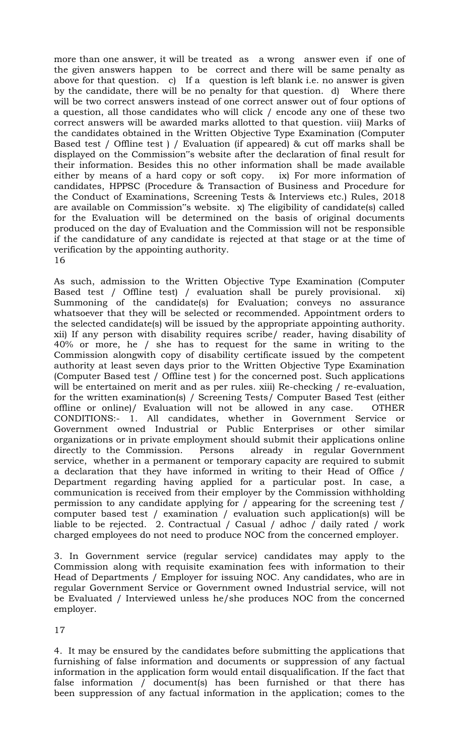more than one answer, it will be treated as a wrong answer even if one of the given answers happen to be correct and there will be same penalty as above for that question. c) If a question is left blank i.e. no answer is given by the candidate, there will be no penalty for that question. d) Where there will be two correct answers instead of one correct answer out of four options of a question, all those candidates who will click / encode any one of these two correct answers will be awarded marks allotted to that question. viii) Marks of the candidates obtained in the Written Objective Type Examination (Computer Based test / Offline test ) / Evaluation (if appeared) & cut off marks shall be displayed on the Commission"s website after the declaration of final result for their information. Besides this no other information shall be made available either by means of a hard copy or soft copy. ix) For more information of candidates, HPPSC (Procedure & Transaction of Business and Procedure for the Conduct of Examinations, Screening Tests & Interviews etc.) Rules, 2018 are available on Commission"s website. x) The eligibility of candidate(s) called for the Evaluation will be determined on the basis of original documents produced on the day of Evaluation and the Commission will not be responsible if the candidature of any candidate is rejected at that stage or at the time of verification by the appointing authority.

As such, admission to the Written Objective Type Examination (Computer Based test / Offline test) / evaluation shall be purely provisional. xi) Summoning of the candidate(s) for Evaluation; conveys no assurance whatsoever that they will be selected or recommended. Appointment orders to the selected candidate(s) will be issued by the appropriate appointing authority. xii) If any person with disability requires scribe/ reader, having disability of 40% or more, he / she has to request for the same in writing to the Commission alongwith copy of disability certificate issued by the competent authority at least seven days prior to the Written Objective Type Examination (Computer Based test / Offline test ) for the concerned post. Such applications will be entertained on merit and as per rules. xiii) Re-checking / re-evaluation, for the written examination(s) / Screening Tests/ Computer Based Test (either offline or online)/ Evaluation will not be allowed in any case. OTHER CONDITIONS:- 1. All candidates, whether in Government Service or Government owned Industrial or Public Enterprises or other similar organizations or in private employment should submit their applications online directly to the Commission. Persons already in regular Government service, whether in a permanent or temporary capacity are required to submit a declaration that they have informed in writing to their Head of Office / Department regarding having applied for a particular post. In case, a communication is received from their employer by the Commission withholding permission to any candidate applying for / appearing for the screening test / computer based test / examination / evaluation such application(s) will be liable to be rejected. 2. Contractual / Casual / adhoc / daily rated / work charged employees do not need to produce NOC from the concerned employer.

3. In Government service (regular service) candidates may apply to the Commission along with requisite examination fees with information to their Head of Departments / Employer for issuing NOC. Any candidates, who are in regular Government Service or Government owned Industrial service, will not be Evaluated / Interviewed unless he/she produces NOC from the concerned employer.

4. It may be ensured by the candidates before submitting the applications that furnishing of false information and documents or suppression of any factual information in the application form would entail disqualification. If the fact that false information / document(s) has been furnished or that there has been suppression of any factual information in the application; comes to the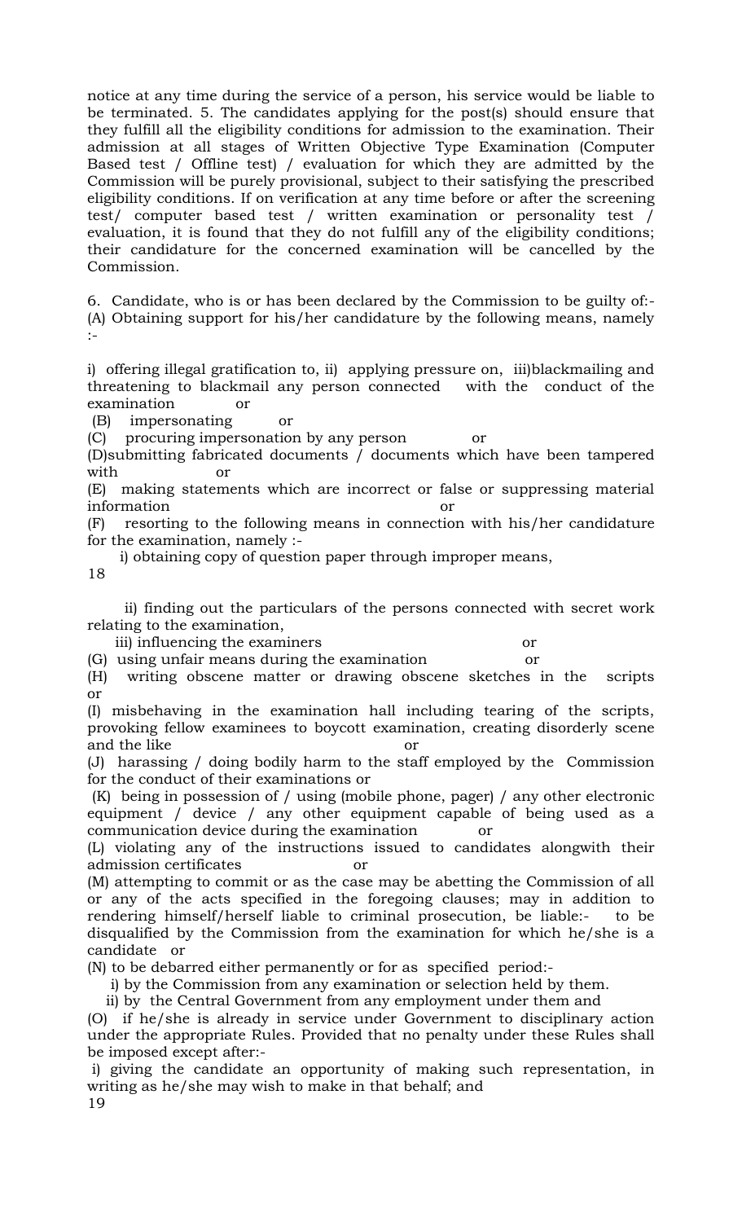notice at any time during the service of a person, his service would be liable to be terminated. 5. The candidates applying for the post(s) should ensure that they fulfill all the eligibility conditions for admission to the examination. Their admission at all stages of Written Objective Type Examination (Computer Based test / Offline test) / evaluation for which they are admitted by the Commission will be purely provisional, subject to their satisfying the prescribed eligibility conditions. If on verification at any time before or after the screening test/ computer based test / written examination or personality test / evaluation, it is found that they do not fulfill any of the eligibility conditions; their candidature for the concerned examination will be cancelled by the Commission.

6. Candidate, who is or has been declared by the Commission to be guilty of:-
(A) Obtaining support for his/her candidature by the following means, namely :-

i) offering illegal gratification to, ii) applying pressure on, iii)blackmailing and threatening to blackmail any person connected with the conduct of the examination or
(B) impersonating or
(C) procuring impersonation by any person or
(D)submitting fabricated documents / documents which have been tampered with or
(E) making statements which are incorrect or false or suppressing material information or
(F) resorting to the following means in connection with his/her candidature for the examination, namely :-
i) obtaining copy of question paper through improper means,

ii) finding out the particulars of the persons connected with secret work relating to the examination,
iii) influencing the examiners or
(G) using unfair means during the examination or
(H) writing obscene matter or drawing obscene sketches in the scripts or
(I) misbehaving in the examination hall including tearing of the scripts, provoking fellow examinees to boycott examination, creating disorderly scene and the like or
(J) harassing / doing bodily harm to the staff employed by the Commission for the conduct of their examinations or
(K) being in possession of / using (mobile phone, pager) / any other electronic equipment / device / any other equipment capable of being used as a communication device during the examination or
(L) violating any of the instructions issued to candidates alongwith their admission certificates or
(M) attempting to commit or as the case may be abetting the Commission of all or any of the acts specified in the foregoing clauses; may in addition to rendering himself/herself liable to criminal prosecution, be liable:- to be disqualified by the Commission from the examination for which he/she is a candidate or
(N) to be debarred either permanently or for as specified period:-
i) by the Commission from any examination or selection held by them.
ii) by the Central Government from any employment under them and
(O) if he/she is already in service under Government to disciplinary action under the appropriate Rules. Provided that no penalty under these Rules shall be imposed except after:-
i) giving the candidate an opportunity of making such representation, in writing as he/she may wish to make in that behalf; and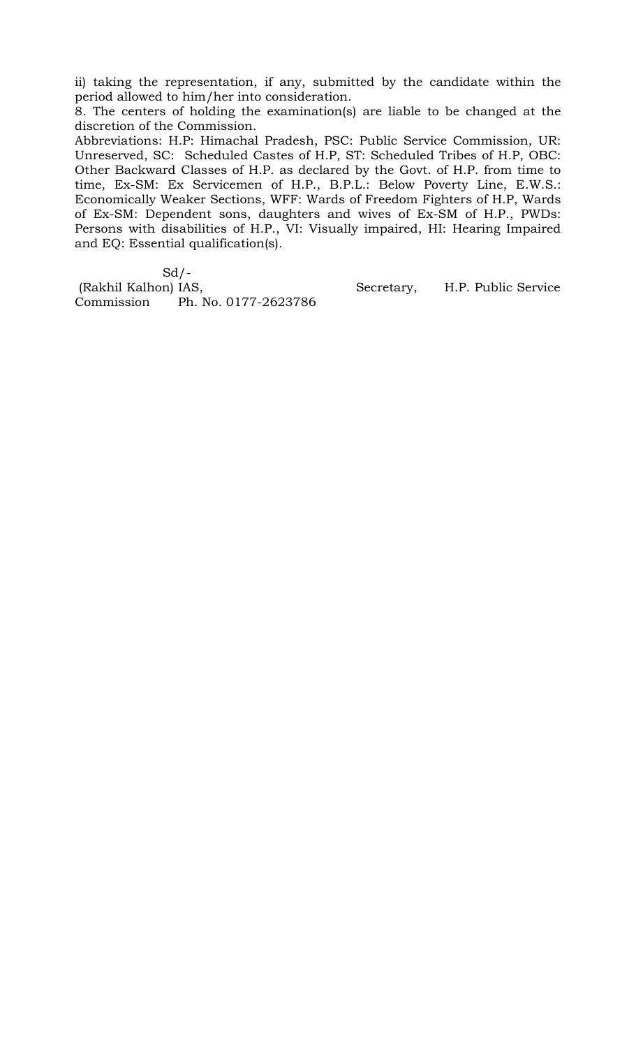ii) taking the representation, if any, submitted by the candidate within the period allowed to him/her into consideration.

8. The centers of holding the examination(s) are liable to be changed at the discretion of the Commission.

Abbreviations: H.P: Himachal Pradesh, PSC: Public Service Commission, UR: Unreserved, SC: Scheduled Castes of H.P, ST: Scheduled Tribes of H.P, OBC: Other Backward Classes of H.P. as declared by the Govt. of H.P. from time to time, Ex-SM: Ex Servicemen of H.P., B.P.L.: Below Poverty Line, E.W.S.: Economically Weaker Sections, WFF: Wards of Freedom Fighters of H.P, Wards of Ex-SM: Dependent sons, daughters and wives of Ex-SM of H.P., PWDs: Persons with disabilities of H.P., VI: Visually impaired, HI: Hearing Impaired and EQ: Essential qualification(s).

Sd/-
(Rakhil Kalhon) IAS, Secretary, H.P. Public Service Commission Ph. No. 0177-2623786